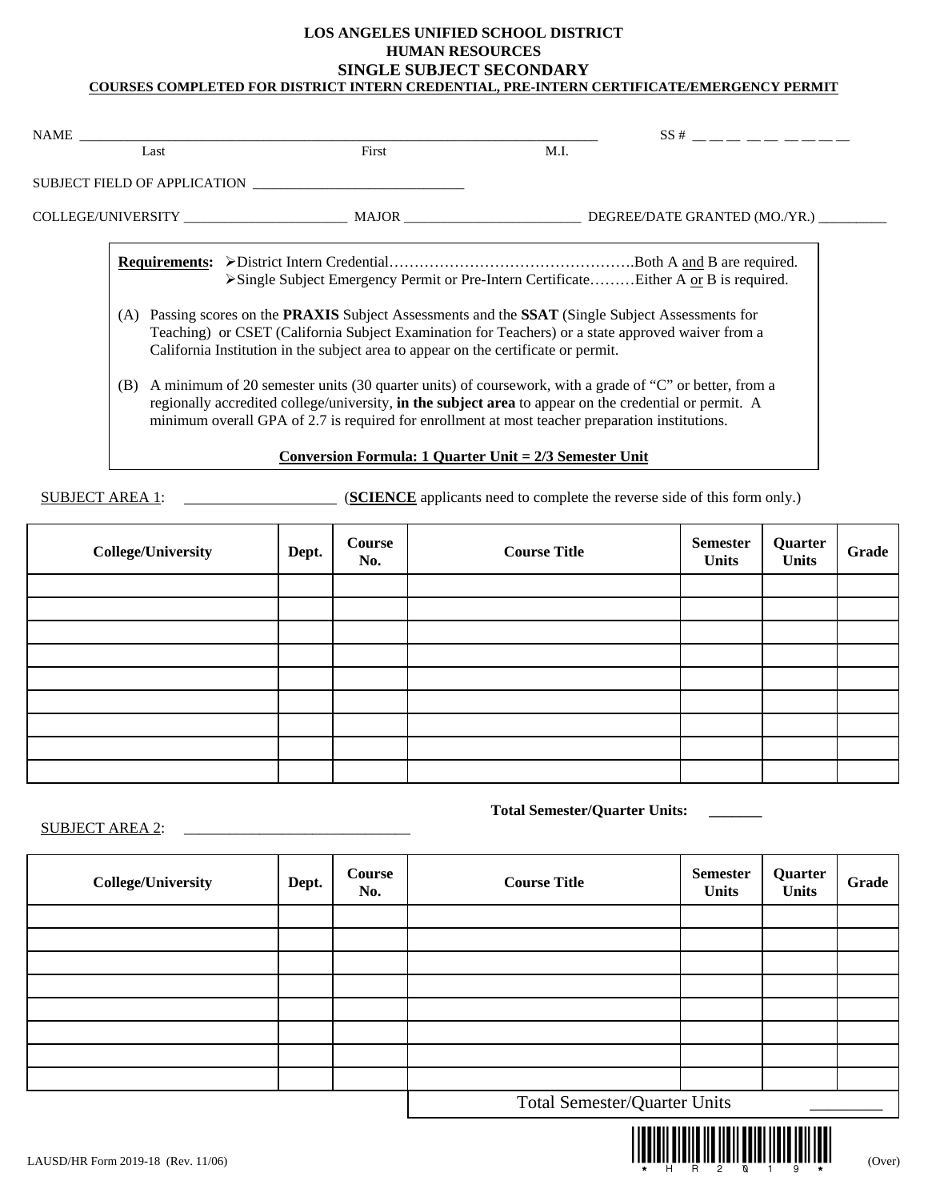**LOS ANGELES UNIFIED SCHOOL DISTRICT**
**HUMAN RESOURCES**

# SINGLE SUBJECT SECONDARY

**COURSES COMPLETED FOR DISTRICT INTERN CREDENTIAL, PRE-INTERN CERTIFICATE/EMERGENCY PERMIT**

NAME ______________________________________________ SS # __ __ __ __ __ __ __ __ __
Last First M.I.

SUBJECT FIELD OF APPLICATION ______________________________

COLLEGE/UNIVERSITY ________________________ MAJOR _________________________ DEGREE/DATE GRANTED (MO./YR.) __________

**Requirements:**
- District Intern Credential………………………………………….Both A and B are required.
- Single Subject Emergency Permit or Pre-Intern Certificate………Either A or B is required.

(A) Passing scores on the **PRAXIS** Subject Assessments and the **SSAT** (Single Subject Assessments for Teaching) or CSET (California Subject Examination for Teachers) or a state approved waiver from a California Institution in the subject area to appear on the certificate or permit.

(B) A minimum of 20 semester units (30 quarter units) of coursework, with a grade of "C" or better, from a regionally accredited college/university, **in the subject area** to appear on the credential or permit. A minimum overall GPA of 2.7 is required for enrollment at most teacher preparation institutions.

**Conversion Formula: 1 Quarter Unit = 2/3 Semester Unit**

SUBJECT AREA 1: ____________________ (**SCIENCE** applicants need to complete the reverse side of this form only.)

| College/University | Dept. | Course No. | Course Title | Semester Units | Quarter Units | Grade |
|---|---|---|---|---|---|---|
| | | | | | | |
| | | | | | | |
| | | | | | | |
| | | | | | | |
| | | | | | | |
| | | | | | | |
| | | | | | | |
| | | | | | | |
| | | | | | | |

**Total Semester/Quarter Units:** _______

SUBJECT AREA 2: ______________________________

| College/University | Dept. | Course No. | Course Title | Semester Units | Quarter Units | Grade |
|---|---|---|---|---|---|---|
| | | | | | | |
| | | | | | | |
| | | | | | | |
| | | | | | | |
| | | | | | | |
| | | | | | | |
| | | | | | | |
| | | | | | | |

Total Semester/Quarter Units _________

LAUSD/HR Form 2019-18 (Rev. 11/06)

*HR20019*

(Over)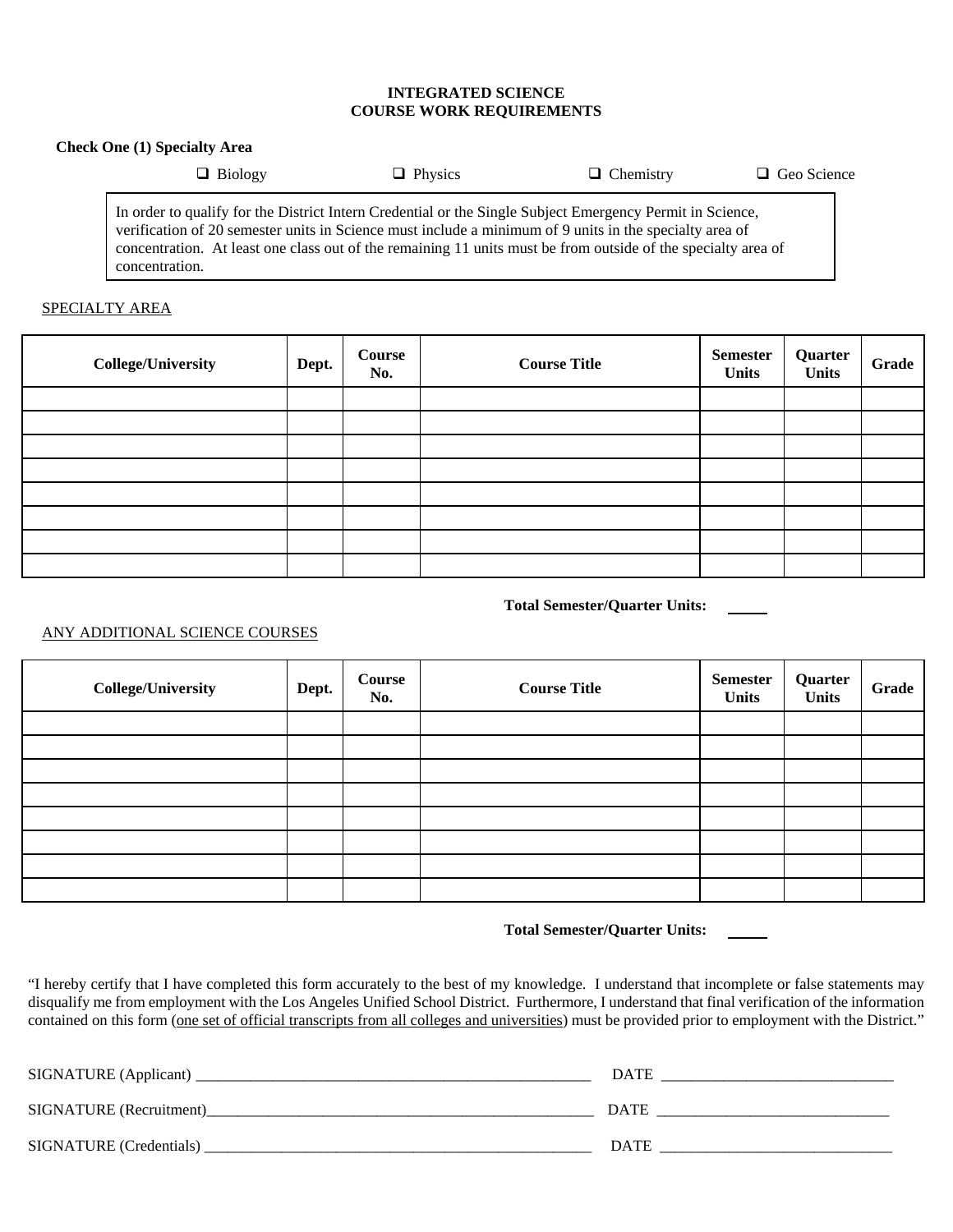# INTEGRATED SCIENCE
# COURSE WORK REQUIREMENTS

**Check One (1) Specialty Area**

- ☐ Biology
- ☐ Physics
- ☐ Chemistry
- ☐ Geo Science

In order to qualify for the District Intern Credential or the Single Subject Emergency Permit in Science, verification of 20 semester units in Science must include a minimum of 9 units in the specialty area of concentration. At least one class out of the remaining 11 units must be from outside of the specialty area of concentration.

<u>SPECIALTY AREA</u>

| College/University | Dept. | Course No. | Course Title | Semester Units | Quarter Units | Grade |
|---|---|---|---|---|---|---|
| | | | | | | |
| | | | | | | |
| | | | | | | |
| | | | | | | |
| | | | | | | |
| | | | | | | |
| | | | | | | |
| | | | | | | |

**Total Semester/Quarter Units:** _____

<u>ANY ADDITIONAL SCIENCE COURSES</u>

| College/University | Dept. | Course No. | Course Title | Semester Units | Quarter Units | Grade |
|---|---|---|---|---|---|---|
| | | | | | | |
| | | | | | | |
| | | | | | | |
| | | | | | | |
| | | | | | | |
| | | | | | | |
| | | | | | | |
| | | | | | | |

**Total Semester/Quarter Units:** _____

"I hereby certify that I have completed this form accurately to the best of my knowledge. I understand that incomplete or false statements may disqualify me from employment with the Los Angeles Unified School District. Furthermore, I understand that final verification of the information contained on this form (<u>one set of official transcripts from all colleges and universities</u>) must be provided prior to employment with the District."

SIGNATURE (Applicant) ____________________________________________________ DATE ______________________________

SIGNATURE (Recruitment)__________________________________________________ DATE ______________________________

SIGNATURE (Credentials) ___________________________________________________ DATE ______________________________